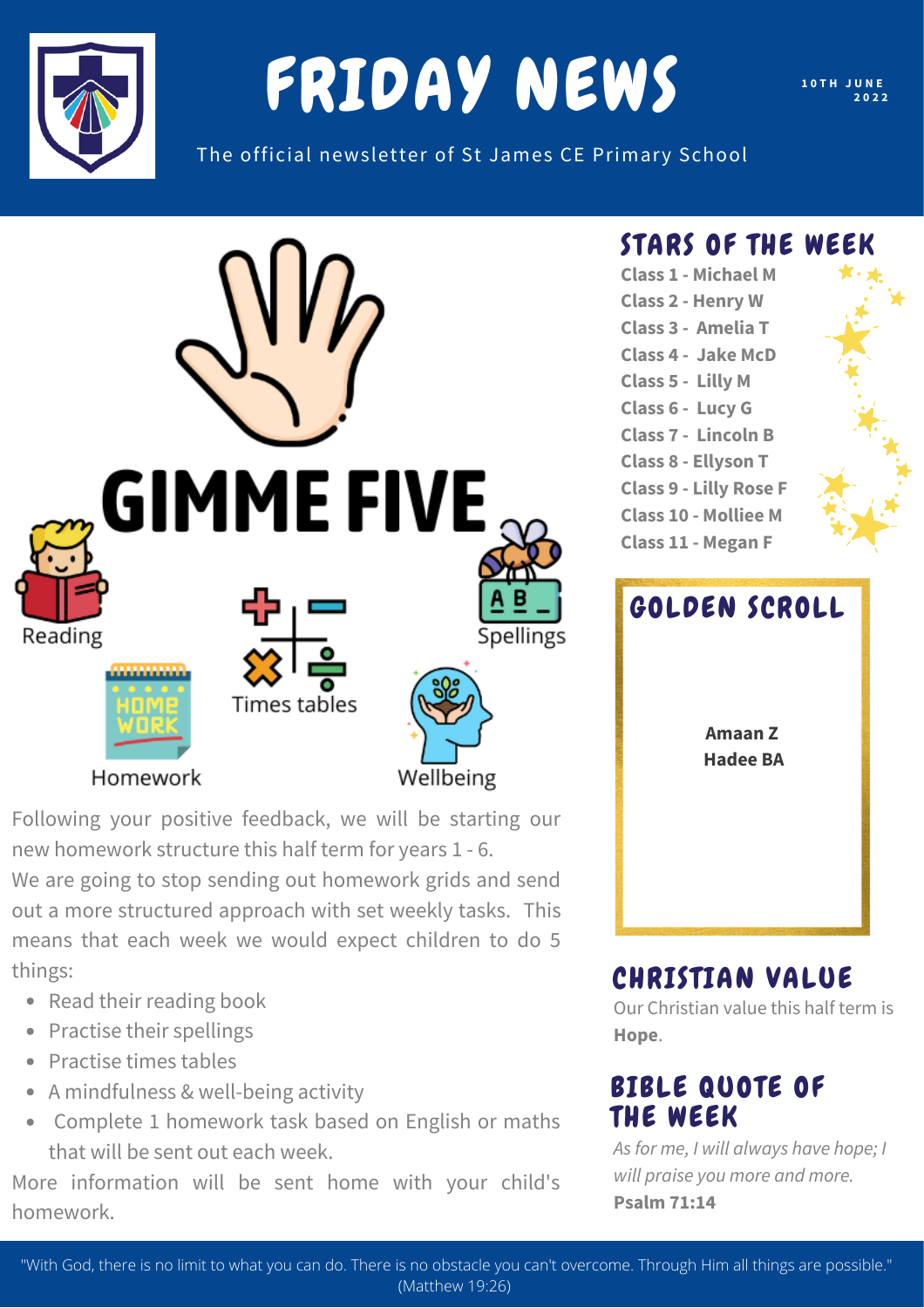# FRIDAY NEWS

10TH JUNE 2022

The official newsletter of St James CE Primary School

## GIMME FIVE

Reading

Spellings

Times tables

Homework

Wellbeing

Following your positive feedback, we will be starting our new homework structure this half term for years 1 - 6.

We are going to stop sending out homework grids and send out a more structured approach with set weekly tasks. This means that each week we would expect children to do 5 things:

- Read their reading book
- Practise their spellings
- Practise times tables
- A mindfulness & well-being activity
- Complete 1 homework task based on English or maths that will be sent out each week.

More information will be sent home with your child's homework.

## STARS OF THE WEEK

**Class 1 - Michael M**
**Class 2 - Henry W**
**Class 3 - Amelia T**
**Class 4 - Jake McD**
**Class 5 - Lilly M**
**Class 6 - Lucy G**
**Class 7 - Lincoln B**
**Class 8 - Ellyson T**
**Class 9 - Lilly Rose F**
**Class 10 - Molliee M**
**Class 11 - Megan F**

## GOLDEN SCROLL

**Amaan Z**
**Hadee BA**

## CHRISTIAN VALUE

Our Christian value this half term is **Hope**.

## BIBLE QUOTE OF THE WEEK

*As for me, I will always have hope; I will praise you more and more.*
**Psalm 71:14**

"With God, there is no limit to what you can do. There is no obstacle you can't overcome. Through Him all things are possible." (Matthew 19:26)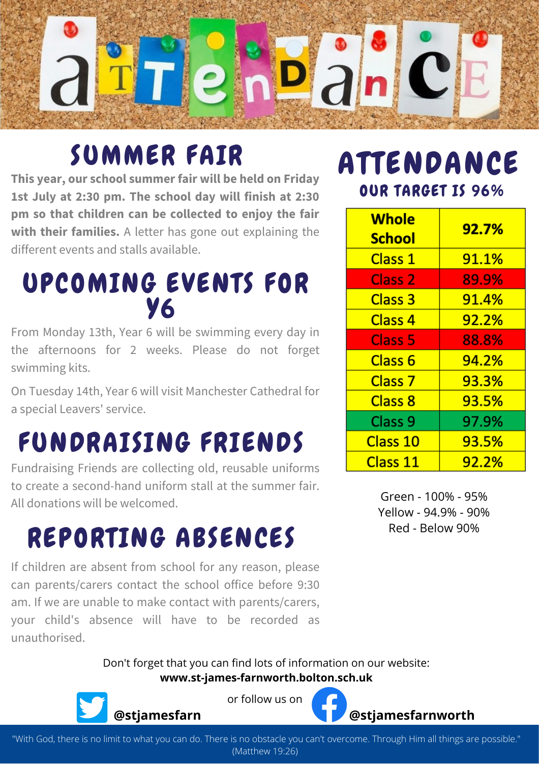# SUMMER FAIR

**This year, our school summer fair will be held on Friday 1st July at 2:30 pm. The school day will finish at 2:30 pm so that children can be collected to enjoy the fair with their families.** A letter has gone out explaining the different events and stalls available.

# UPCOMING EVENTS FOR Y6

From Monday 13th, Year 6 will be swimming every day in the afternoons for 2 weeks. Please do not forget swimming kits.

On Tuesday 14th, Year 6 will visit Manchester Cathedral for a special Leavers' service.

# FUNDRAISING FRIENDS

Fundraising Friends are collecting old, reusable uniforms to create a second-hand uniform stall at the summer fair. All donations will be welcomed.

# REPORTING ABSENCES

If children are absent from school for any reason, please can parents/carers contact the school office before 9:30 am. If we are unable to make contact with parents/carers, your child's absence will have to be recorded as unauthorised.

# ATTENDANCE

## OUR TARGET IS 96%

| | |
|---|---|
| **Whole School** | **92.7%** |
| Class 1 | 91.1% |
| Class 2 | 89.9% |
| Class 3 | 91.4% |
| Class 4 | 92.2% |
| Class 5 | 88.8% |
| Class 6 | 94.2% |
| Class 7 | 93.3% |
| Class 8 | 93.5% |
| Class 9 | 97.9% |
| Class 10 | 93.5% |
| Class 11 | 92.2% |

Green - 100% - 95%
Yellow - 94.9% - 90%
Red - Below 90%

Don't forget that you can find lots of information on our website:
**www.st-james-farnworth.bolton.sch.uk**

**@stjamesfarn** or follow us on **@stjamesfarnworth**

"With God, there is no limit to what you can do. There is no obstacle you can't overcome. Through Him all things are possible." (Matthew 19:26)